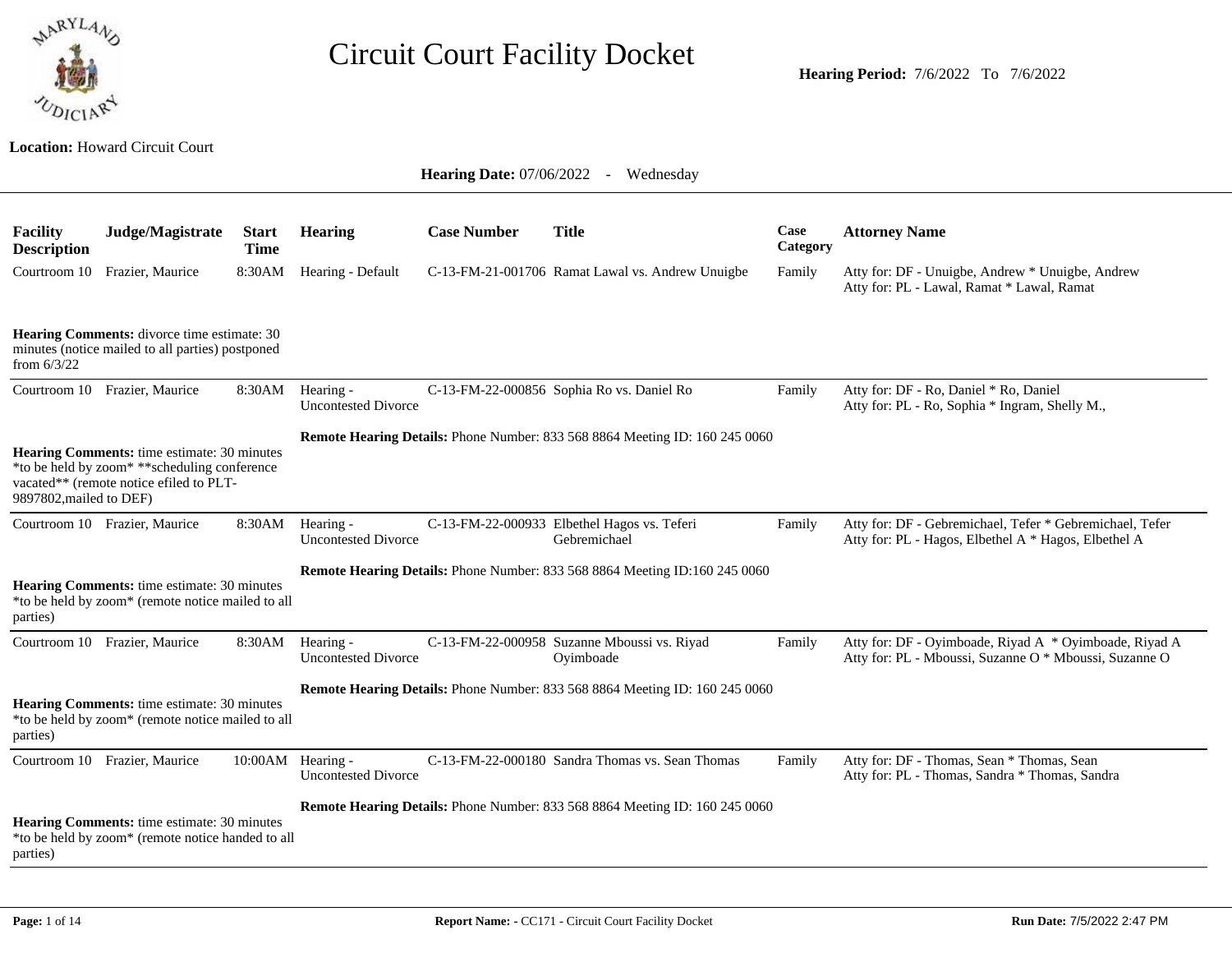# Circuit Court Facility Docket

**Hearing Period:** 7/6/2022 To 7/6/2022

**Location:** Howard Circuit Court

**Hearing Date:** 07/06/2022 - Wednesday

| Facility Description | Judge/Magistrate | Start Time | Hearing | Case Number | Title | Case Category | Attorney Name |
|---|---|---|---|---|---|---|---|
| Courtroom 10 | Frazier, Maurice | 8:30AM | Hearing - Default | C-13-FM-21-001706 | Ramat Lawal vs. Andrew Unuigbe | Family | Atty for: DF - Unuigbe, Andrew * Unuigbe, Andrew<br>Atty for: PL - Lawal, Ramat * Lawal, Ramat |
| **Hearing Comments:** divorce time estimate: 30 minutes (notice mailed to all parties) postponed from 6/3/22 | | | | | | | |
| Courtroom 10 | Frazier, Maurice | 8:30AM | Hearing - Uncontested Divorce | C-13-FM-22-000856 | Sophia Ro vs. Daniel Ro | Family | Atty for: DF - Ro, Daniel * Ro, Daniel<br>Atty for: PL - Ro, Sophia * Ingram, Shelly M., |
| **Hearing Comments:** time estimate: 30 minutes *to be held by zoom* **scheduling conference vacated** (remote notice efiled to PLT-9897802,mailed to DEF) | | | **Remote Hearing Details:** Phone Number: 833 568 8864 Meeting ID: 160 245 0060 | | | | |
| Courtroom 10 | Frazier, Maurice | 8:30AM | Hearing - Uncontested Divorce | C-13-FM-22-000933 | Elbethel Hagos vs. Teferi Gebremichael | Family | Atty for: DF - Gebremichael, Tefer * Gebremichael, Tefer<br>Atty for: PL - Hagos, Elbethel A * Hagos, Elbethel A |
| **Hearing Comments:** time estimate: 30 minutes *to be held by zoom* (remote notice mailed to all parties) | | | **Remote Hearing Details:** Phone Number: 833 568 8864 Meeting ID:160 245 0060 | | | | |
| Courtroom 10 | Frazier, Maurice | 8:30AM | Hearing - Uncontested Divorce | C-13-FM-22-000958 | Suzanne Mboussi vs. Riyad Oyimboade | Family | Atty for: DF - Oyimboade, Riyad A * Oyimboade, Riyad A<br>Atty for: PL - Mboussi, Suzanne O * Mboussi, Suzanne O |
| **Hearing Comments:** time estimate: 30 minutes *to be held by zoom* (remote notice mailed to all parties) | | | **Remote Hearing Details:** Phone Number: 833 568 8864 Meeting ID: 160 245 0060 | | | | |
| Courtroom 10 | Frazier, Maurice | 10:00AM | Hearing - Uncontested Divorce | C-13-FM-22-000180 | Sandra Thomas vs. Sean Thomas | Family | Atty for: DF - Thomas, Sean * Thomas, Sean<br>Atty for: PL - Thomas, Sandra * Thomas, Sandra |
| **Hearing Comments:** time estimate: 30 minutes *to be held by zoom* (remote notice handed to all parties) | | | **Remote Hearing Details:** Phone Number: 833 568 8864 Meeting ID: 160 245 0060 | | | | |

**Report Name: -** CC171 - Circuit Court Facility Docket

**Run Date:** 7/5/2022 2:47 PM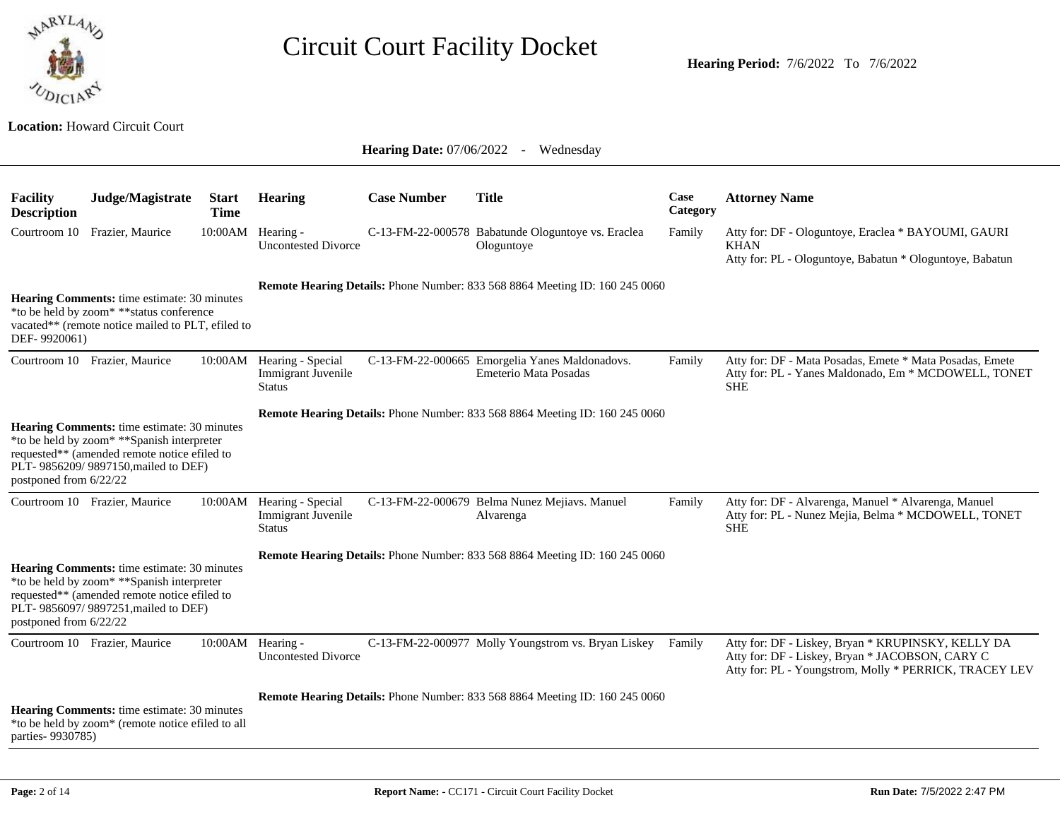# Circuit Court Facility Docket

**Hearing Period:** 7/6/2022 To 7/6/2022

**Location:** Howard Circuit Court

**Hearing Date:** 07/06/2022 - Wednesday

| Facility Description | Judge/Magistrate | Start Time | Hearing | Case Number | Title | Case Category | Attorney Name |
|---|---|---|---|---|---|---|---|
| Courtroom 10 | Frazier, Maurice | 10:00AM | Hearing - Uncontested Divorce | C-13-FM-22-000578 | Babatunde Ologuntoye vs. Eraclea Ologuntoye | Family | Atty for: DF - Ologuntoye, Eraclea * BAYOUMI, GAURI KHAN<br>Atty for: PL - Ologuntoye, Babatun * Ologuntoye, Babatun |
| **Hearing Comments:** time estimate: 30 minutes *to be held by zoom* **status conference vacated** (remote notice mailed to PLT, efiled to DEF- 9920061) | | | **Remote Hearing Details:** Phone Number: 833 568 8864 Meeting ID: 160 245 0060 | | | | |
| Courtroom 10 | Frazier, Maurice | 10:00AM | Hearing - Special Immigrant Juvenile Status | C-13-FM-22-000665 | Emorgelia Yanes Maldonadovs. Emeterio Mata Posadas | Family | Atty for: DF - Mata Posadas, Emete * Mata Posadas, Emete<br>Atty for: PL - Yanes Maldonado, Em * MCDOWELL, TONET SHE |
| **Hearing Comments:** time estimate: 30 minutes *to be held by zoom* **Spanish interpreter requested** (amended remote notice efiled to PLT- 9856209/ 9897150,mailed to DEF) postponed from 6/22/22 | | | **Remote Hearing Details:** Phone Number: 833 568 8864 Meeting ID: 160 245 0060 | | | | |
| Courtroom 10 | Frazier, Maurice | 10:00AM | Hearing - Special Immigrant Juvenile Status | C-13-FM-22-000679 | Belma Nunez Mejiavs. Manuel Alvarenga | Family | Atty for: DF - Alvarenga, Manuel * Alvarenga, Manuel<br>Atty for: PL - Nunez Mejia, Belma * MCDOWELL, TONET SHE |
| **Hearing Comments:** time estimate: 30 minutes *to be held by zoom* **Spanish interpreter requested** (amended remote notice efiled to PLT- 9856097/ 9897251,mailed to DEF) postponed from 6/22/22 | | | **Remote Hearing Details:** Phone Number: 833 568 8864 Meeting ID: 160 245 0060 | | | | |
| Courtroom 10 | Frazier, Maurice | 10:00AM | Hearing - Uncontested Divorce | C-13-FM-22-000977 | Molly Youngstrom vs. Bryan Liskey | Family | Atty for: DF - Liskey, Bryan * KRUPINSKY, KELLY DA<br>Atty for: DF - Liskey, Bryan * JACOBSON, CARY C<br>Atty for: PL - Youngstrom, Molly * PERRICK, TRACEY LEV |
| **Hearing Comments:** time estimate: 30 minutes *to be held by zoom* (remote notice efiled to all parties- 9930785) | | | **Remote Hearing Details:** Phone Number: 833 568 8864 Meeting ID: 160 245 0060 | | | | |

**Report Name: -** CC171 - Circuit Court Facility Docket

**Run Date:** 7/5/2022 2:47 PM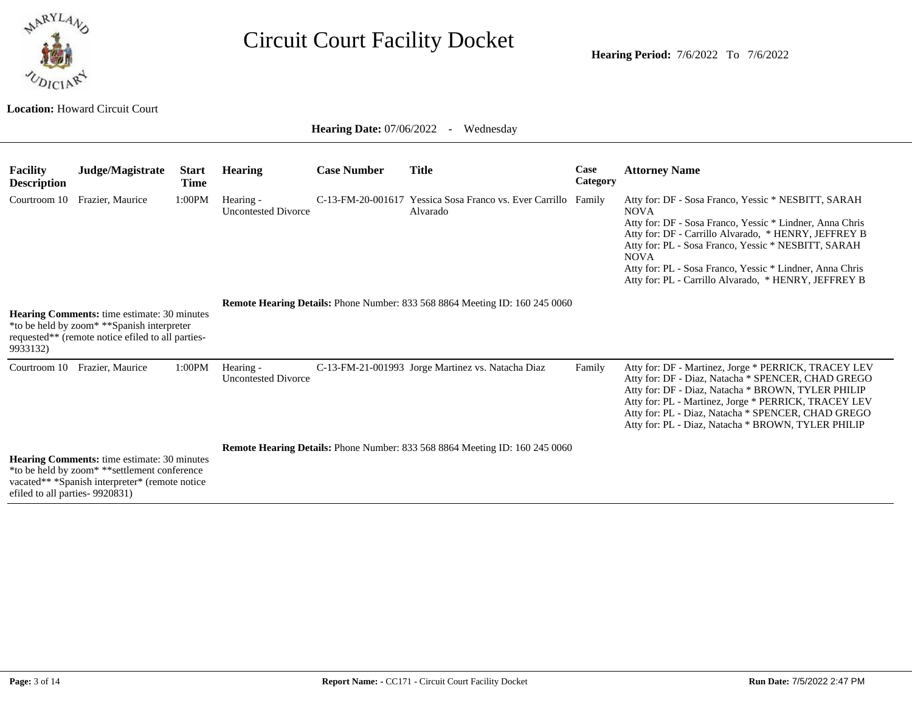# Circuit Court Facility Docket

**Hearing Period:** 7/6/2022 To 7/6/2022

**Location:** Howard Circuit Court

**Hearing Date:** 07/06/2022 - Wednesday

| Facility Description | Judge/Magistrate | Start Time | Hearing | Case Number | Title | Case Category | Attorney Name |
|---|---|---|---|---|---|---|---|
| Courtroom 10 | Frazier, Maurice | 1:00PM | Hearing - Uncontested Divorce | C-13-FM-20-001617 | Yessica Sosa Franco vs. Ever Carrillo Alvarado | Family | Atty for: DF - Sosa Franco, Yessic * NESBITT, SARAH NOVA<br>Atty for: DF - Sosa Franco, Yessic * Lindner, Anna Chris<br>Atty for: DF - Carrillo Alvarado, * HENRY, JEFFREY B<br>Atty for: PL - Sosa Franco, Yessic * NESBITT, SARAH NOVA<br>Atty for: PL - Sosa Franco, Yessic * Lindner, Anna Chris<br>Atty for: PL - Carrillo Alvarado, * HENRY, JEFFREY B |

**Remote Hearing Details:** Phone Number: 833 568 8864 Meeting ID: 160 245 0060

**Hearing Comments:** time estimate: 30 minutes *to be held by zoom* **Spanish interpreter requested** (remote notice efiled to all parties- 9933132)

| Facility Description | Judge/Magistrate | Start Time | Hearing | Case Number | Title | Case Category | Attorney Name |
|---|---|---|---|---|---|---|---|
| Courtroom 10 | Frazier, Maurice | 1:00PM | Hearing - Uncontested Divorce | C-13-FM-21-001993 | Jorge Martinez vs. Natacha Diaz | Family | Atty for: DF - Martinez, Jorge * PERRICK, TRACEY LEV<br>Atty for: DF - Diaz, Natacha * SPENCER, CHAD GREGO<br>Atty for: DF - Diaz, Natacha * BROWN, TYLER PHILIP<br>Atty for: PL - Martinez, Jorge * PERRICK, TRACEY LEV<br>Atty for: PL - Diaz, Natacha * SPENCER, CHAD GREGO<br>Atty for: PL - Diaz, Natacha * BROWN, TYLER PHILIP |

**Remote Hearing Details:** Phone Number: 833 568 8864 Meeting ID: 160 245 0060

**Hearing Comments:** time estimate: 30 minutes *to be held by zoom* **settlement conference vacated** *Spanish interpreter* (remote notice efiled to all parties- 9920831)

**Report Name: -** CC171 - Circuit Court Facility Docket

**Run Date:** 7/5/2022 2:47 PM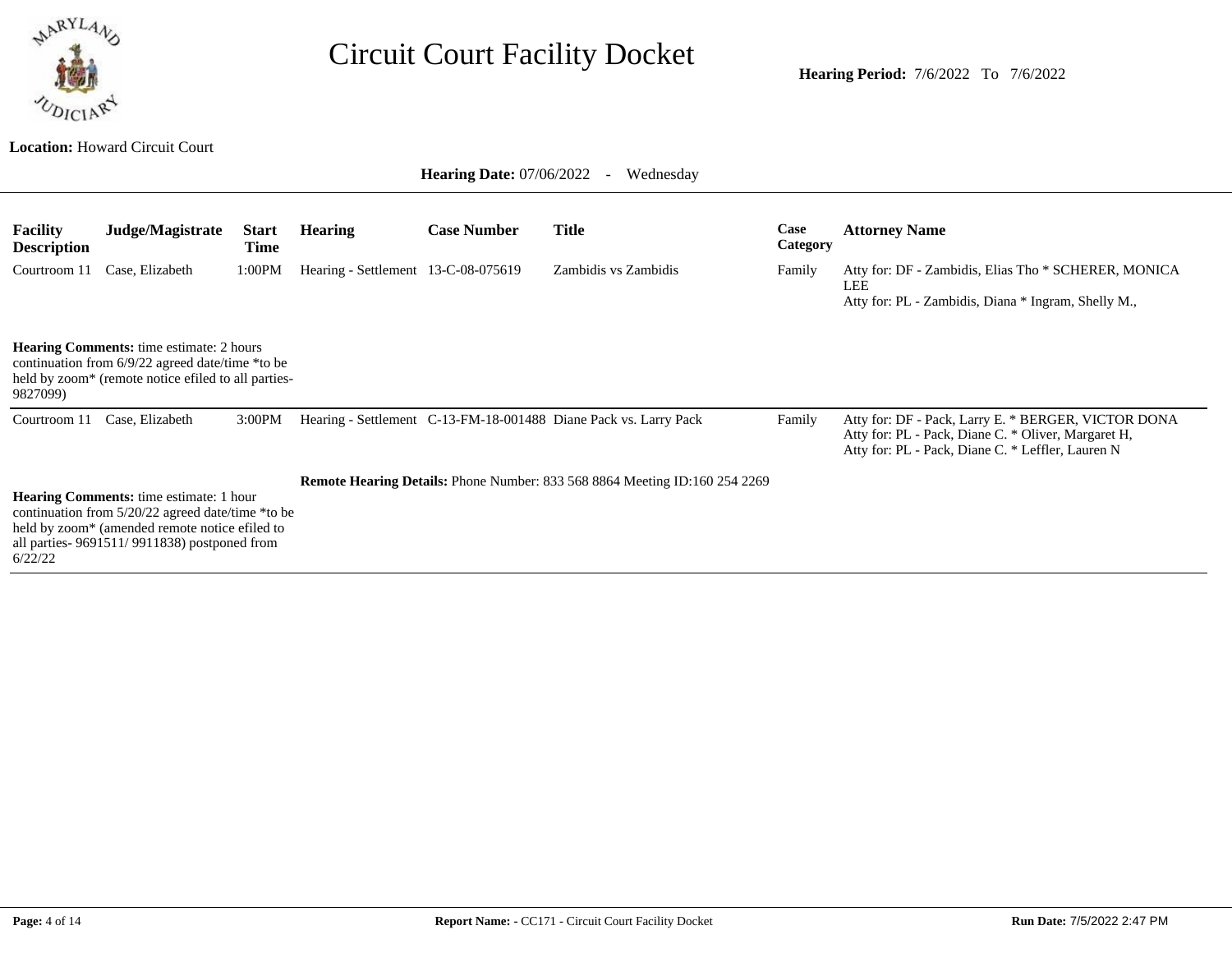# Circuit Court Facility Docket

**Hearing Period:** 7/6/2022 To 7/6/2022

**Location:** Howard Circuit Court

**Hearing Date:** 07/06/2022 - Wednesday

| Facility Description | Judge/Magistrate | Start Time | Hearing | Case Number | Title | Case Category | Attorney Name |
|---|---|---|---|---|---|---|---|
| Courtroom 11 | Case, Elizabeth | 1:00PM | Hearing - Settlement | 13-C-08-075619 | Zambidis vs Zambidis | Family | Atty for: DF - Zambidis, Elias Tho * SCHERER, MONICA LEE<br>Atty for: PL - Zambidis, Diana * Ingram, Shelly M., |

**Hearing Comments:** time estimate: 2 hours continuation from 6/9/22 agreed date/time *to be held by zoom* (remote notice efiled to all parties- 9827099)

| Facility Description | Judge/Magistrate | Start Time | Hearing | Case Number | Title | Case Category | Attorney Name |
|---|---|---|---|---|---|---|---|
| Courtroom 11 | Case, Elizabeth | 3:00PM | Hearing - Settlement | C-13-FM-18-001488 | Diane Pack vs. Larry Pack | Family | Atty for: DF - Pack, Larry E. * BERGER, VICTOR DONA<br>Atty for: PL - Pack, Diane C. * Oliver, Margaret H,<br>Atty for: PL - Pack, Diane C. * Leffler, Lauren N |

**Remote Hearing Details:** Phone Number: 833 568 8864 Meeting ID:160 254 2269

**Hearing Comments:** time estimate: 1 hour continuation from 5/20/22 agreed date/time *to be held by zoom* (amended remote notice efiled to all parties- 9691511/ 9911838) postponed from 6/22/22

**Report Name: -** CC171 - Circuit Court Facility Docket

**Run Date:** 7/5/2022 2:47 PM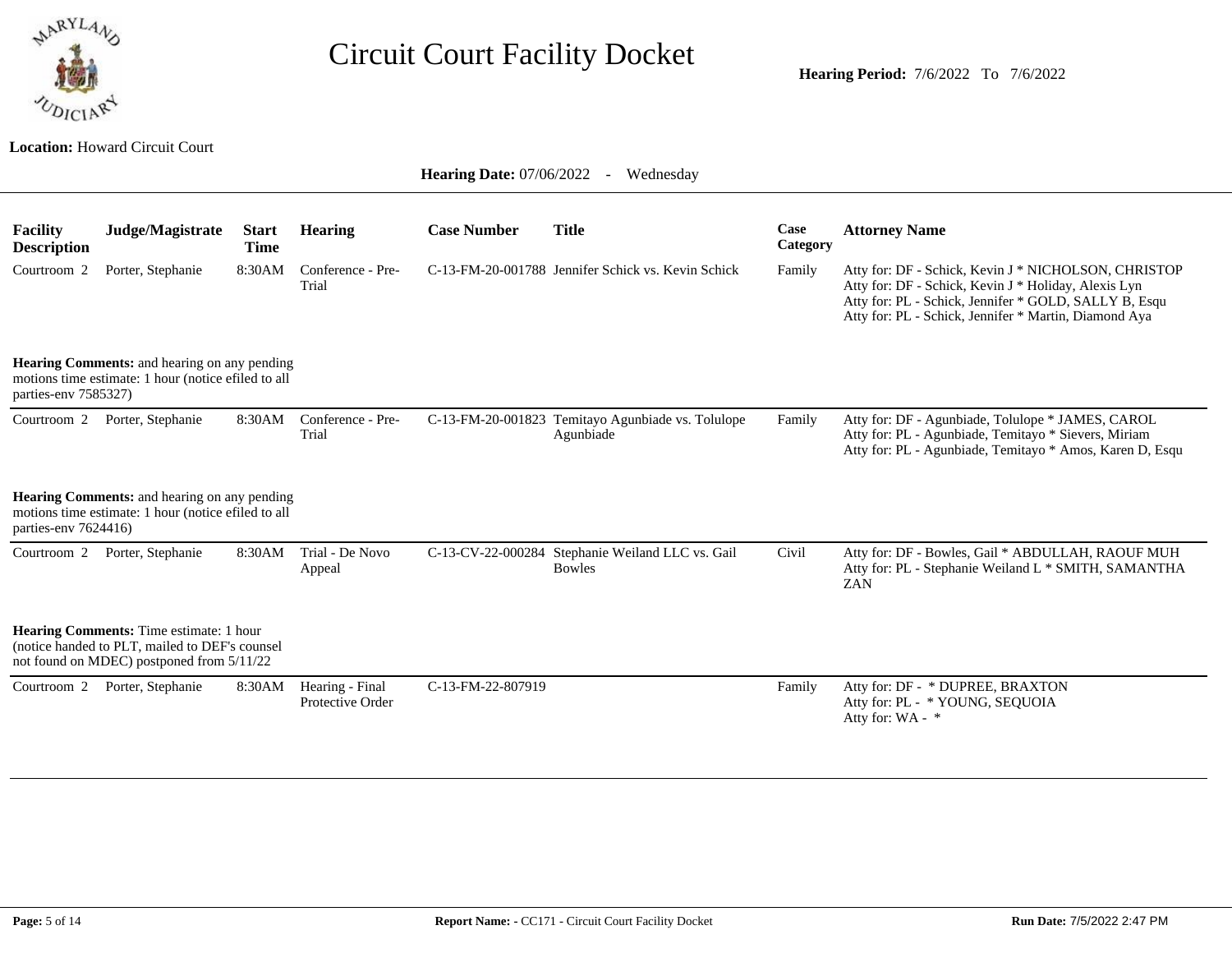# Circuit Court Facility Docket

**Hearing Period:** 7/6/2022 To 7/6/2022

**Location:** Howard Circuit Court

**Hearing Date:** 07/06/2022 - Wednesday

| Facility Description | Judge/Magistrate | Start Time | Hearing | Case Number | Title | Case Category | Attorney Name |
|---|---|---|---|---|---|---|---|
| Courtroom 2 | Porter, Stephanie | 8:30AM | Conference - Pre-Trial | C-13-FM-20-001788 | Jennifer Schick vs. Kevin Schick | Family | Atty for: DF - Schick, Kevin J * NICHOLSON, CHRISTOP<br>Atty for: DF - Schick, Kevin J * Holiday, Alexis Lyn<br>Atty for: PL - Schick, Jennifer * GOLD, SALLY B, Esqu<br>Atty for: PL - Schick, Jennifer * Martin, Diamond Aya |
| **Hearing Comments:** and hearing on any pending motions time estimate: 1 hour (notice efiled to all parties-env 7585327) | | | | | | | |
| Courtroom 2 | Porter, Stephanie | 8:30AM | Conference - Pre-Trial | C-13-FM-20-001823 | Temitayo Agunbiade vs. Tolulope Agunbiade | Family | Atty for: DF - Agunbiade, Tolulope * JAMES, CAROL<br>Atty for: PL - Agunbiade, Temitayo * Sievers, Miriam<br>Atty for: PL - Agunbiade, Temitayo * Amos, Karen D, Esqu |
| **Hearing Comments:** and hearing on any pending motions time estimate: 1 hour (notice efiled to all parties-env 7624416) | | | | | | | |
| Courtroom 2 | Porter, Stephanie | 8:30AM | Trial - De Novo Appeal | C-13-CV-22-000284 | Stephanie Weiland LLC vs. Gail Bowles | Civil | Atty for: DF - Bowles, Gail * ABDULLAH, RAOUF MUH<br>Atty for: PL - Stephanie Weiland L * SMITH, SAMANTHA ZAN |
| **Hearing Comments:** Time estimate: 1 hour (notice handed to PLT, mailed to DEF's counsel not found on MDEC) postponed from 5/11/22 | | | | | | | |
| Courtroom 2 | Porter, Stephanie | 8:30AM | Hearing - Final Protective Order | C-13-FM-22-807919 | | Family | Atty for: DF - * DUPREE, BRAXTON<br>Atty for: PL - * YOUNG, SEQUOIA<br>Atty for: WA - * |

**Report Name: -** CC171 - Circuit Court Facility Docket

**Run Date:** 7/5/2022 2:47 PM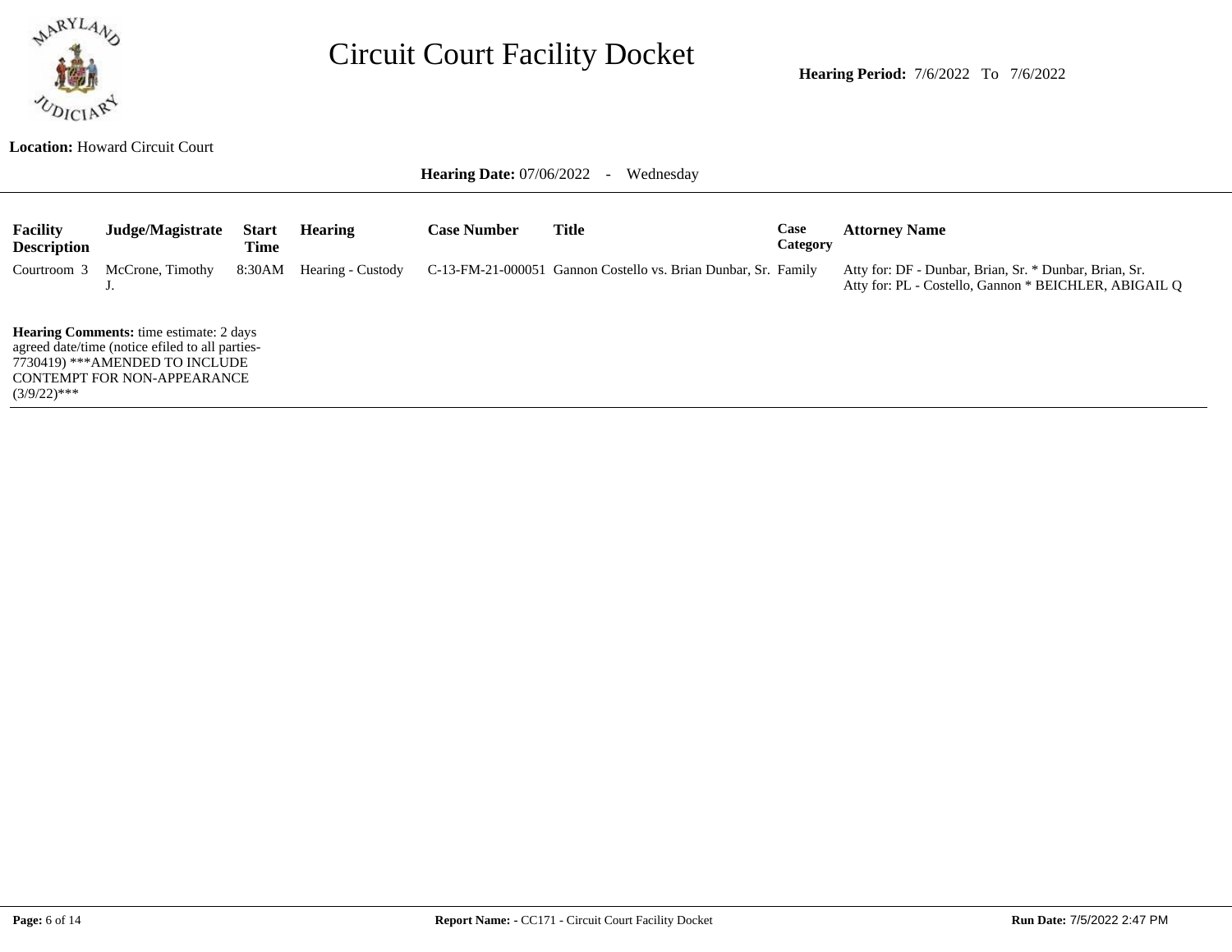# Circuit Court Facility Docket

**Hearing Period:** 7/6/2022 To 7/6/2022

**Location:** Howard Circuit Court

**Hearing Date:** 07/06/2022 - Wednesday

| Facility Description | Judge/Magistrate | Start Time | Hearing | Case Number | Title | Case Category | Attorney Name |
|---|---|---|---|---|---|---|---|
| Courtroom 3 | McCrone, Timothy J. | 8:30AM | Hearing - Custody | C-13-FM-21-000051 | Gannon Costello vs. Brian Dunbar, Sr. | Family | Atty for: DF - Dunbar, Brian, Sr. * Dunbar, Brian, Sr.<br>Atty for: PL - Costello, Gannon * BEICHLER, ABIGAIL Q |

**Hearing Comments:** time estimate: 2 days agreed date/time (notice efiled to all parties-7730419) ***AMENDED TO INCLUDE CONTEMPT FOR NON-APPEARANCE (3/9/22)***

**Report Name:** - CC171 - Circuit Court Facility Docket

**Run Date:** 7/5/2022 2:47 PM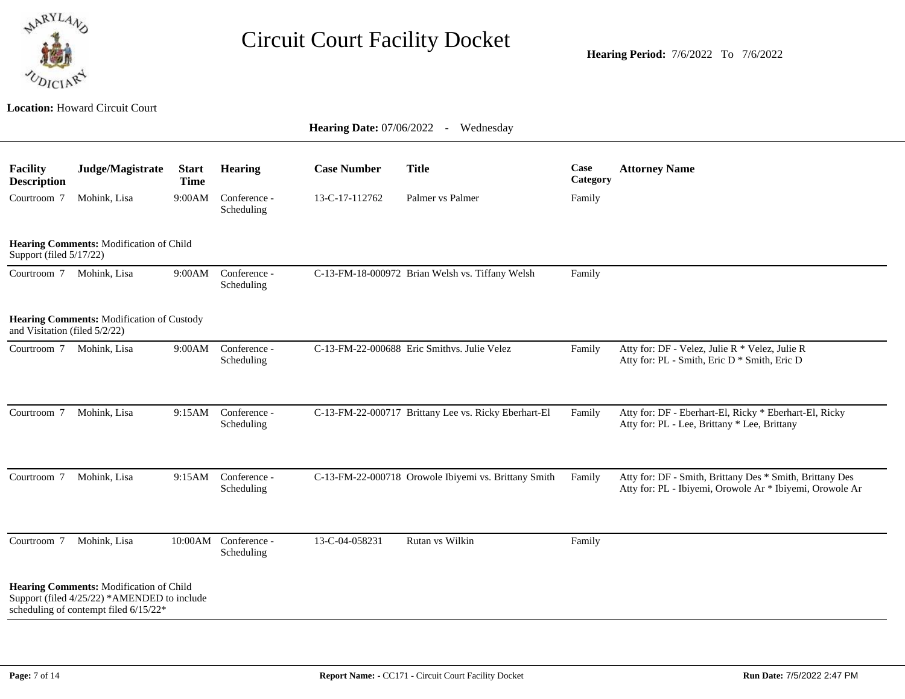# Circuit Court Facility Docket

**Hearing Period:** 7/6/2022 To 7/6/2022

**Location:** Howard Circuit Court

**Hearing Date:** 07/06/2022 - Wednesday

| Facility Description | Judge/Magistrate | Start Time | Hearing | Case Number | Title | Case Category | Attorney Name |
|---|---|---|---|---|---|---|---|
| Courtroom 7 | Mohink, Lisa | 9:00AM | Conference - Scheduling | 13-C-17-112762 | Palmer vs Palmer | Family | |
| **Hearing Comments:** Modification of Child Support (filed 5/17/22) | | | | | | | |
| Courtroom 7 | Mohink, Lisa | 9:00AM | Conference - Scheduling | C-13-FM-18-000972 | Brian Welsh vs. Tiffany Welsh | Family | |
| **Hearing Comments:** Modification of Custody and Visitation (filed 5/2/22) | | | | | | | |
| Courtroom 7 | Mohink, Lisa | 9:00AM | Conference - Scheduling | C-13-FM-22-000688 | Eric Smithvs. Julie Velez | Family | Atty for: DF - Velez, Julie R * Velez, Julie R<br>Atty for: PL - Smith, Eric D * Smith, Eric D |
| Courtroom 7 | Mohink, Lisa | 9:15AM | Conference - Scheduling | C-13-FM-22-000717 | Brittany Lee vs. Ricky Eberhart-El | Family | Atty for: DF - Eberhart-El, Ricky * Eberhart-El, Ricky<br>Atty for: PL - Lee, Brittany * Lee, Brittany |
| Courtroom 7 | Mohink, Lisa | 9:15AM | Conference - Scheduling | C-13-FM-22-000718 | Orowole Ibiyemi vs. Brittany Smith | Family | Atty for: DF - Smith, Brittany Des * Smith, Brittany Des<br>Atty for: PL - Ibiyemi, Orowole Ar * Ibiyemi, Orowole Ar |
| Courtroom 7 | Mohink, Lisa | 10:00AM | Conference - Scheduling | 13-C-04-058231 | Rutan vs Wilkin | Family | |
| **Hearing Comments:** Modification of Child Support (filed 4/25/22) *AMENDED to include scheduling of contempt filed 6/15/22* | | | | | | | |

**Report Name: -** CC171 - Circuit Court Facility Docket

**Run Date:** 7/5/2022 2:47 PM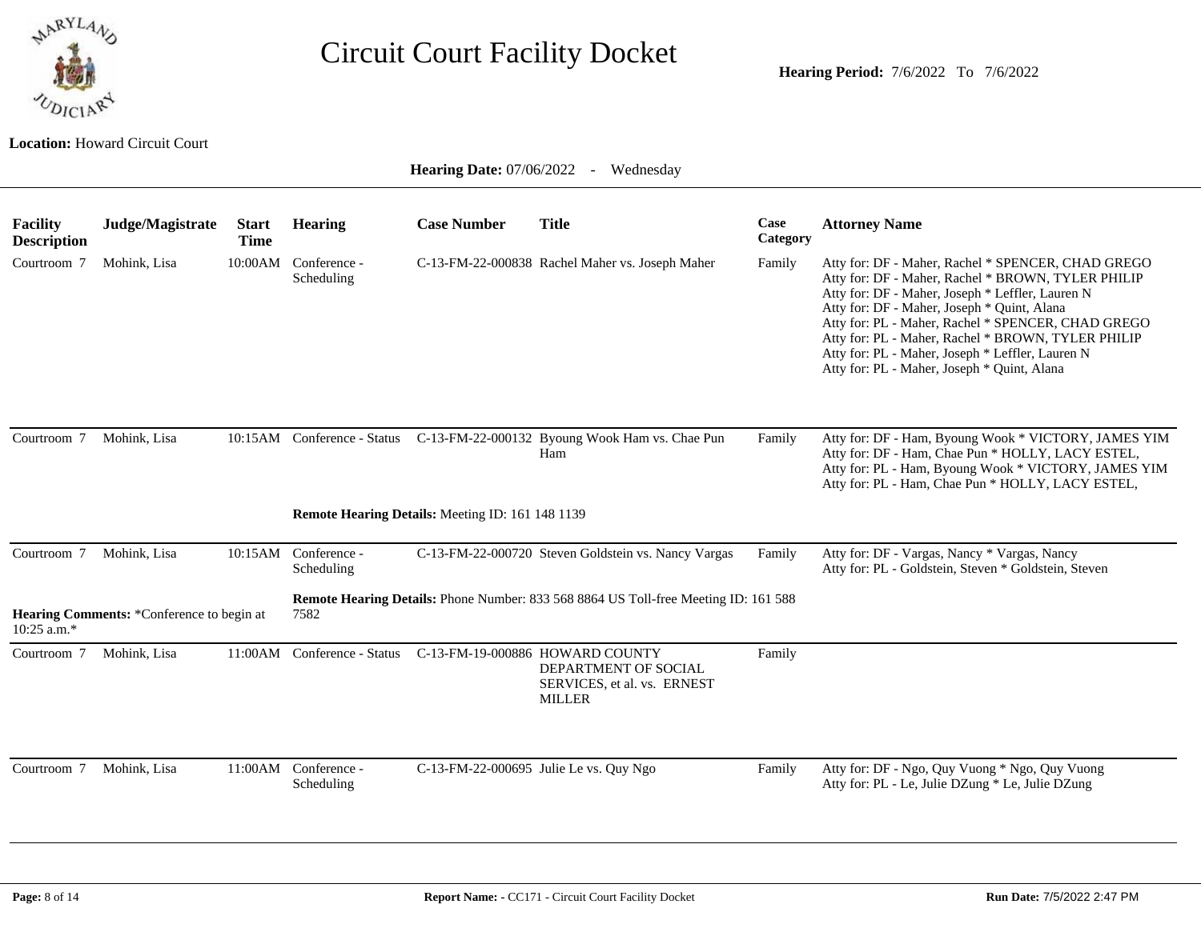# Circuit Court Facility Docket

**Hearing Period:** 7/6/2022 To 7/6/2022

**Location:** Howard Circuit Court

**Hearing Date:** 07/06/2022 - Wednesday

| Facility Description | Judge/Magistrate | Start Time | Hearing | Case Number | Title | Case Category | Attorney Name |
|---|---|---|---|---|---|---|---|
| Courtroom 7 | Mohink, Lisa | 10:00AM | Conference - Scheduling | C-13-FM-22-000838 | Rachel Maher vs. Joseph Maher | Family | Atty for: DF - Maher, Rachel * SPENCER, CHAD GREGO<br>Atty for: DF - Maher, Rachel * BROWN, TYLER PHILIP<br>Atty for: DF - Maher, Joseph * Leffler, Lauren N<br>Atty for: DF - Maher, Joseph * Quint, Alana<br>Atty for: PL - Maher, Rachel * SPENCER, CHAD GREGO<br>Atty for: PL - Maher, Rachel * BROWN, TYLER PHILIP<br>Atty for: PL - Maher, Joseph * Leffler, Lauren N<br>Atty for: PL - Maher, Joseph * Quint, Alana |
| Courtroom 7 | Mohink, Lisa | 10:15AM | Conference - Status | C-13-FM-22-000132 | Byoung Wook Ham vs. Chae Pun Ham | Family | Atty for: DF - Ham, Byoung Wook * VICTORY, JAMES YIM<br>Atty for: DF - Ham, Chae Pun * HOLLY, LACY ESTEL,<br>Atty for: PL - Ham, Byoung Wook * VICTORY, JAMES YIM<br>Atty for: PL - Ham, Chae Pun * HOLLY, LACY ESTEL, |
| | | | **Remote Hearing Details:** Meeting ID: 161 148 1139 | | | | |
| Courtroom 7 | Mohink, Lisa | 10:15AM | Conference - Scheduling | C-13-FM-22-000720 | Steven Goldstein vs. Nancy Vargas | Family | Atty for: DF - Vargas, Nancy * Vargas, Nancy<br>Atty for: PL - Goldstein, Steven * Goldstein, Steven |
| **Hearing Comments:** *Conference to begin at 10:25 a.m.* | | | **Remote Hearing Details:** Phone Number: 833 568 8864 US Toll-free Meeting ID: 161 588 7582 | | | | |
| Courtroom 7 | Mohink, Lisa | 11:00AM | Conference - Status | C-13-FM-19-000886 | HOWARD COUNTY DEPARTMENT OF SOCIAL SERVICES, et al. vs. ERNEST MILLER | Family | |
| Courtroom 7 | Mohink, Lisa | 11:00AM | Conference - Scheduling | C-13-FM-22-000695 | Julie Le vs. Quy Ngo | Family | Atty for: DF - Ngo, Quy Vuong * Ngo, Quy Vuong<br>Atty for: PL - Le, Julie DZung * Le, Julie DZung |

**Report Name: -** CC171 - Circuit Court Facility Docket

**Run Date:** 7/5/2022 2:47 PM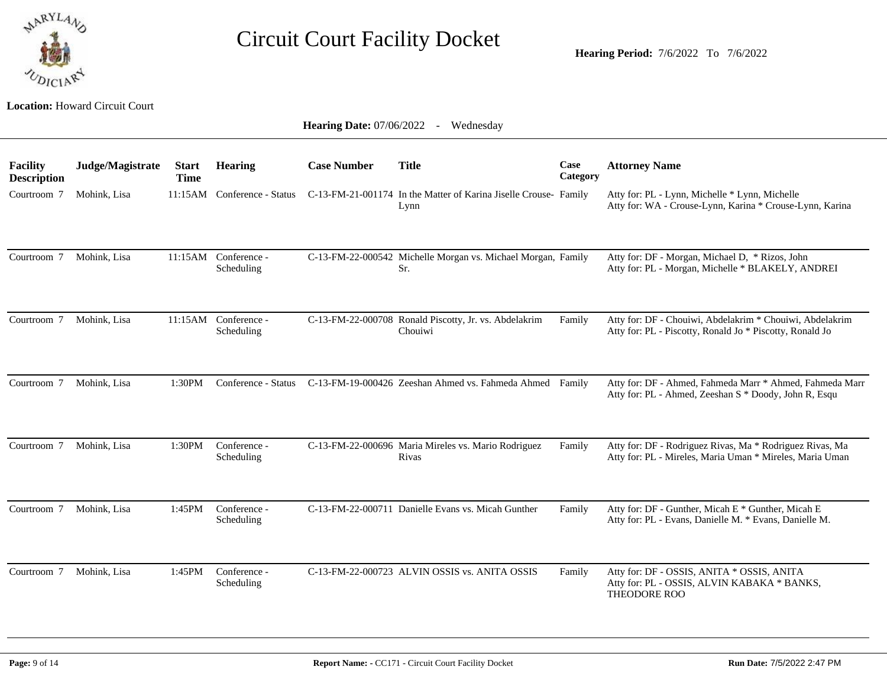# Circuit Court Facility Docket

**Hearing Period:** 7/6/2022 To 7/6/2022

**Location:** Howard Circuit Court

**Hearing Date:** 07/06/2022 - Wednesday

| Facility Description | Judge/Magistrate | Start Time | Hearing | Case Number | Title | Case Category | Attorney Name |
|---|---|---|---|---|---|---|---|
| Courtroom 7 | Mohink, Lisa | 11:15AM | Conference - Status | C-13-FM-21-001174 | In the Matter of Karina Jiselle Crouse-Lynn | Family | Atty for: PL - Lynn, Michelle * Lynn, Michelle<br>Atty for: WA - Crouse-Lynn, Karina * Crouse-Lynn, Karina |
| Courtroom 7 | Mohink, Lisa | 11:15AM | Conference - Scheduling | C-13-FM-22-000542 | Michelle Morgan vs. Michael Morgan, Sr. | Family | Atty for: DF - Morgan, Michael D, * Rizos, John<br>Atty for: PL - Morgan, Michelle * BLAKELY, ANDREI |
| Courtroom 7 | Mohink, Lisa | 11:15AM | Conference - Scheduling | C-13-FM-22-000708 | Ronald Piscotty, Jr. vs. Abdelakrim Chouiwi | Family | Atty for: DF - Chouiwi, Abdelakrim * Chouiwi, Abdelakrim<br>Atty for: PL - Piscotty, Ronald Jo * Piscotty, Ronald Jo |
| Courtroom 7 | Mohink, Lisa | 1:30PM | Conference - Status | C-13-FM-19-000426 | Zeeshan Ahmed vs. Fahmeda Ahmed | Family | Atty for: DF - Ahmed, Fahmeda Marr * Ahmed, Fahmeda Marr<br>Atty for: PL - Ahmed, Zeeshan S * Doody, John R, Esqu |
| Courtroom 7 | Mohink, Lisa | 1:30PM | Conference - Scheduling | C-13-FM-22-000696 | Maria Mireles vs. Mario Rodriguez Rivas | Family | Atty for: DF - Rodriguez Rivas, Ma * Rodriguez Rivas, Ma<br>Atty for: PL - Mireles, Maria Uman * Mireles, Maria Uman |
| Courtroom 7 | Mohink, Lisa | 1:45PM | Conference - Scheduling | C-13-FM-22-000711 | Danielle Evans vs. Micah Gunther | Family | Atty for: DF - Gunther, Micah E * Gunther, Micah E<br>Atty for: PL - Evans, Danielle M. * Evans, Danielle M. |
| Courtroom 7 | Mohink, Lisa | 1:45PM | Conference - Scheduling | C-13-FM-22-000723 | ALVIN OSSIS vs. ANITA OSSIS | Family | Atty for: DF - OSSIS, ANITA * OSSIS, ANITA<br>Atty for: PL - OSSIS, ALVIN KABAKA * BANKS, THEODORE ROO |

**Report Name: -** CC171 - Circuit Court Facility Docket

**Run Date:** 7/5/2022 2:47 PM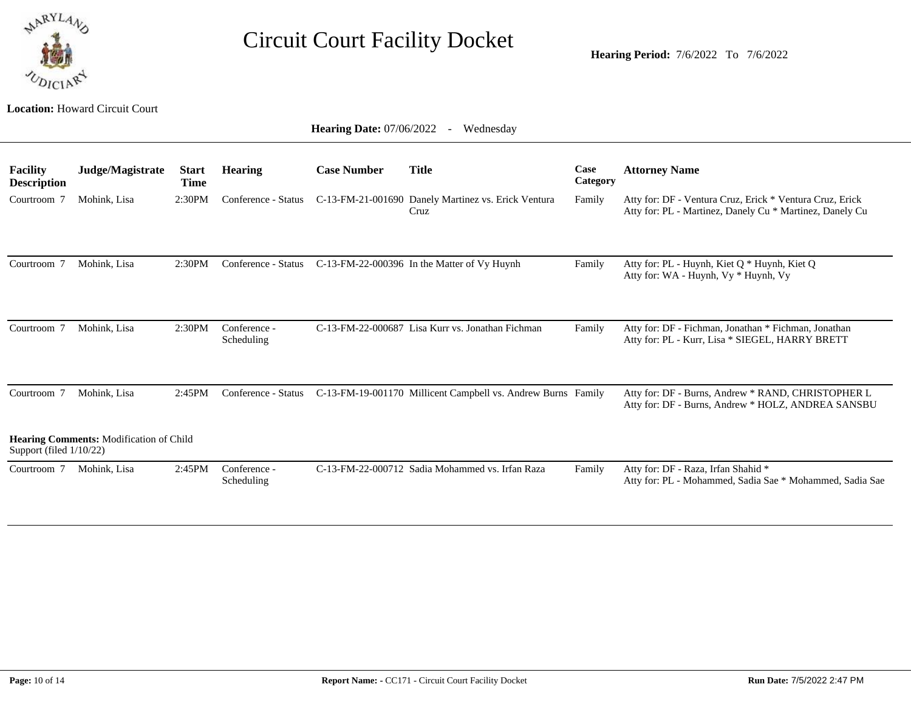# Circuit Court Facility Docket

**Hearing Period:** 7/6/2022 To 7/6/2022

**Location:** Howard Circuit Court

**Hearing Date:** 07/06/2022 - Wednesday

| Facility Description | Judge/Magistrate | Start Time | Hearing | Case Number | Title | Case Category | Attorney Name |
|---|---|---|---|---|---|---|---|
| Courtroom 7 | Mohink, Lisa | 2:30PM | Conference - Status | C-13-FM-21-001690 | Danely Martinez vs. Erick Ventura Cruz | Family | Atty for: DF - Ventura Cruz, Erick * Ventura Cruz, Erick<br>Atty for: PL - Martinez, Danely Cu * Martinez, Danely Cu |
| Courtroom 7 | Mohink, Lisa | 2:30PM | Conference - Status | C-13-FM-22-000396 | In the Matter of Vy Huynh | Family | Atty for: PL - Huynh, Kiet Q * Huynh, Kiet Q<br>Atty for: WA - Huynh, Vy * Huynh, Vy |
| Courtroom 7 | Mohink, Lisa | 2:30PM | Conference - Scheduling | C-13-FM-22-000687 | Lisa Kurr vs. Jonathan Fichman | Family | Atty for: DF - Fichman, Jonathan * Fichman, Jonathan<br>Atty for: PL - Kurr, Lisa * SIEGEL, HARRY BRETT |
| Courtroom 7 | Mohink, Lisa | 2:45PM | Conference - Status | C-13-FM-19-001170 | Millicent Campbell vs. Andrew Burns | Family | Atty for: DF - Burns, Andrew * RAND, CHRISTOPHER L<br>Atty for: DF - Burns, Andrew * HOLZ, ANDREA SANSBU |
| **Hearing Comments:** Modification of Child Support (filed 1/10/22) | | | | | | | |
| Courtroom 7 | Mohink, Lisa | 2:45PM | Conference - Scheduling | C-13-FM-22-000712 | Sadia Mohammed vs. Irfan Raza | Family | Atty for: DF - Raza, Irfan Shahid *<br>Atty for: PL - Mohammed, Sadia Sae * Mohammed, Sadia Sae |

**Report Name: -** CC171 - Circuit Court Facility Docket

**Run Date:** 7/5/2022 2:47 PM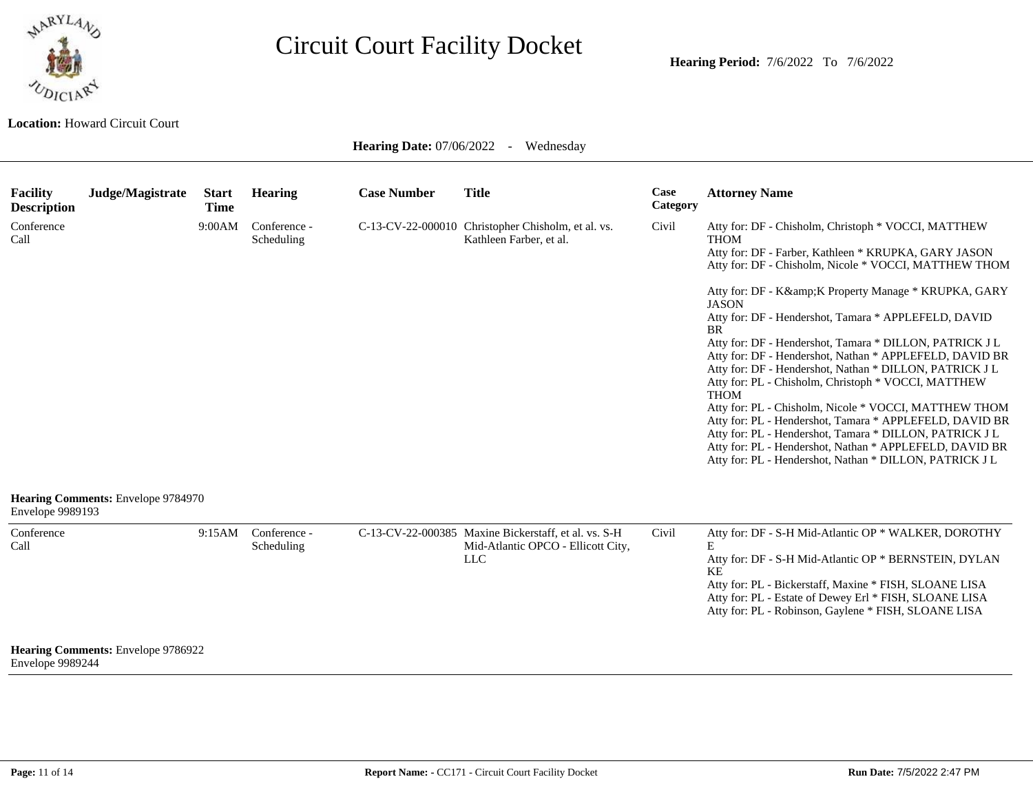# Circuit Court Facility Docket

**Hearing Period:** 7/6/2022 To 7/6/2022

**Location:** Howard Circuit Court

**Hearing Date:** 07/06/2022 - Wednesday

| Facility Description | Judge/Magistrate | Start Time | Hearing | Case Number | Title | Case Category | Attorney Name |
|---|---|---|---|---|---|---|---|
| Conference Call | | 9:00AM | Conference - Scheduling | C-13-CV-22-000010 | Christopher Chisholm, et al. vs. Kathleen Farber, et al. | Civil | Atty for: DF - Chisholm, Christoph * VOCCI, MATTHEW THOM<br>Atty for: DF - Farber, Kathleen * KRUPKA, GARY JASON<br>Atty for: DF - Chisholm, Nicole * VOCCI, MATTHEW THOM<br>Atty for: DF - K&amp;K Property Manage * KRUPKA, GARY JASON<br>Atty for: DF - Hendershot, Tamara * APPLEFELD, DAVID BR<br>Atty for: DF - Hendershot, Tamara * DILLON, PATRICK J L<br>Atty for: DF - Hendershot, Nathan * APPLEFELD, DAVID BR<br>Atty for: DF - Hendershot, Nathan * DILLON, PATRICK J L<br>Atty for: PL - Chisholm, Christoph * VOCCI, MATTHEW THOM<br>Atty for: PL - Chisholm, Nicole * VOCCI, MATTHEW THOM<br>Atty for: PL - Hendershot, Tamara * APPLEFELD, DAVID BR<br>Atty for: PL - Hendershot, Tamara * DILLON, PATRICK J L<br>Atty for: PL - Hendershot, Nathan * APPLEFELD, DAVID BR<br>Atty for: PL - Hendershot, Nathan * DILLON, PATRICK J L |

**Hearing Comments:** Envelope 9784970
Envelope 9989193

| Facility Description | Judge/Magistrate | Start Time | Hearing | Case Number | Title | Case Category | Attorney Name |
|---|---|---|---|---|---|---|---|
| Conference Call | | 9:15AM | Conference - Scheduling | C-13-CV-22-000385 | Maxine Bickerstaff, et al. vs. S-H Mid-Atlantic OPCO - Ellicott City, LLC | Civil | Atty for: DF - S-H Mid-Atlantic OP * WALKER, DOROTHY E<br>Atty for: DF - S-H Mid-Atlantic OP * BERNSTEIN, DYLAN KE<br>Atty for: PL - Bickerstaff, Maxine * FISH, SLOANE LISA<br>Atty for: PL - Estate of Dewey Erl * FISH, SLOANE LISA<br>Atty for: PL - Robinson, Gaylene * FISH, SLOANE LISA |

**Hearing Comments:** Envelope 9786922
Envelope 9989244

**Report Name: -** CC171 - Circuit Court Facility Docket

**Run Date:** 7/5/2022 2:47 PM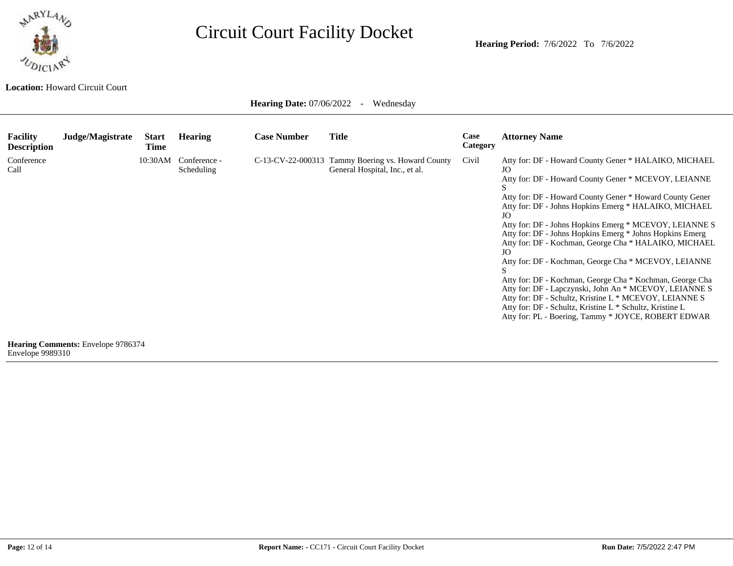# Circuit Court Facility Docket

**Hearing Period:** 7/6/2022 To 7/6/2022

**Location:** Howard Circuit Court

**Hearing Date:** 07/06/2022 - Wednesday

| Facility Description | Judge/Magistrate | Start Time | Hearing | Case Number | Title | Case Category | Attorney Name |
|---|---|---|---|---|---|---|---|
| Conference Call | | 10:30AM | Conference - Scheduling | C-13-CV-22-000313 | Tammy Boering vs. Howard County General Hospital, Inc., et al. | Civil | Atty for: DF - Howard County Gener * HALAIKO, MICHAEL JO<br>Atty for: DF - Howard County Gener * MCEVOY, LEIANNE S<br>Atty for: DF - Howard County Gener * Howard County Gener<br>Atty for: DF - Johns Hopkins Emerg * HALAIKO, MICHAEL JO<br>Atty for: DF - Johns Hopkins Emerg * MCEVOY, LEIANNE S<br>Atty for: DF - Johns Hopkins Emerg * Johns Hopkins Emerg<br>Atty for: DF - Kochman, George Cha * HALAIKO, MICHAEL JO<br>Atty for: DF - Kochman, George Cha * MCEVOY, LEIANNE S<br>Atty for: DF - Kochman, George Cha * Kochman, George Cha<br>Atty for: DF - Lapczynski, John An * MCEVOY, LEIANNE S<br>Atty for: DF - Schultz, Kristine L * MCEVOY, LEIANNE S<br>Atty for: DF - Schultz, Kristine L * Schultz, Kristine L<br>Atty for: PL - Boering, Tammy * JOYCE, ROBERT EDWAR |

**Hearing Comments:** Envelope 9786374
Envelope 9989310

**Report Name: -** CC171 - Circuit Court Facility Docket

**Run Date:** 7/5/2022 2:47 PM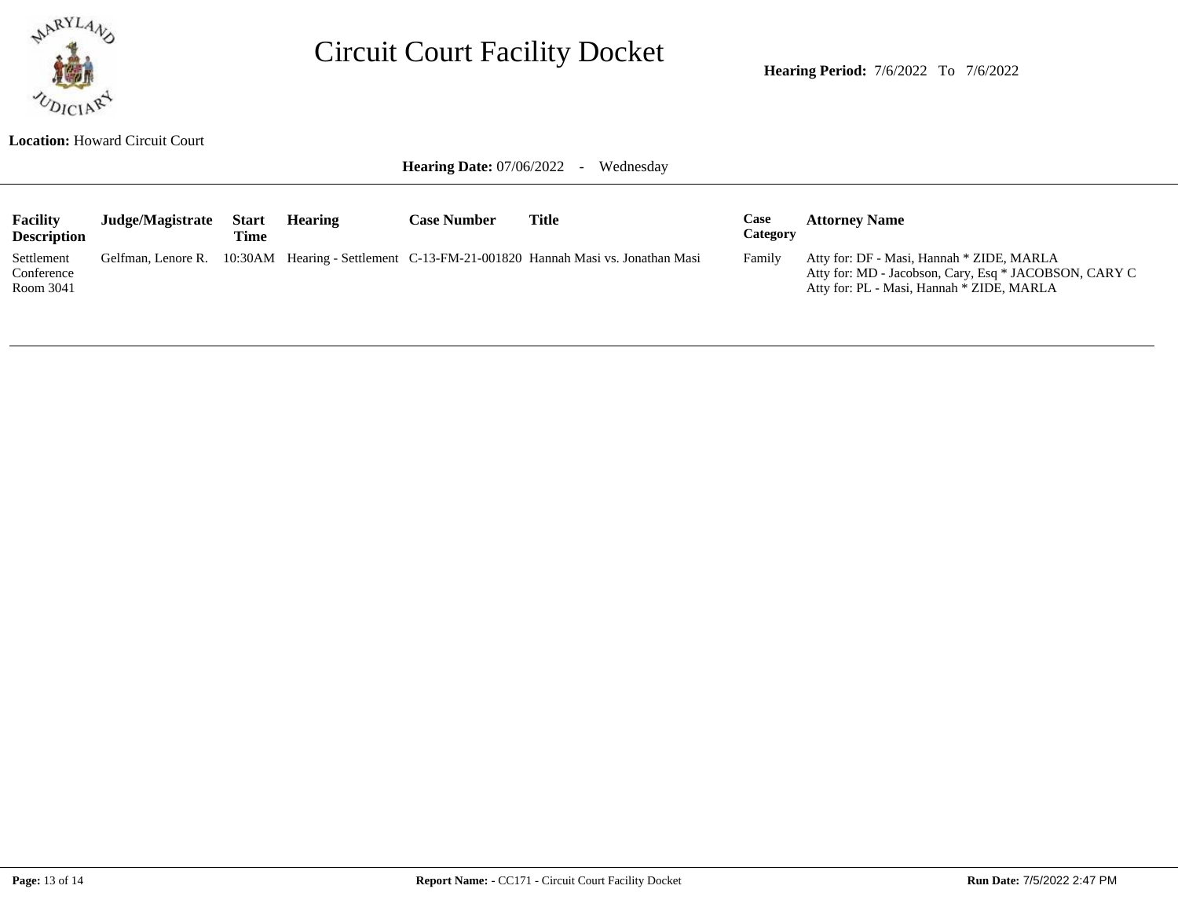# Circuit Court Facility Docket

**Hearing Period:** 7/6/2022 To 7/6/2022

**Location:** Howard Circuit Court

**Hearing Date:** 07/06/2022 - Wednesday

| Facility Description | Judge/Magistrate | Start Time | Hearing | Case Number | Title | Case Category | Attorney Name |
|---|---|---|---|---|---|---|---|
| Settlement Conference Room 3041 | Gelfman, Lenore R. | 10:30AM | Hearing - Settlement | C-13-FM-21-001820 | Hannah Masi vs. Jonathan Masi | Family | Atty for: DF - Masi, Hannah * ZIDE, MARLA<br>Atty for: MD - Jacobson, Cary, Esq * JACOBSON, CARY C<br>Atty for: PL - Masi, Hannah * ZIDE, MARLA |

**Report Name: -** CC171 - Circuit Court Facility Docket

**Run Date:** 7/5/2022 2:47 PM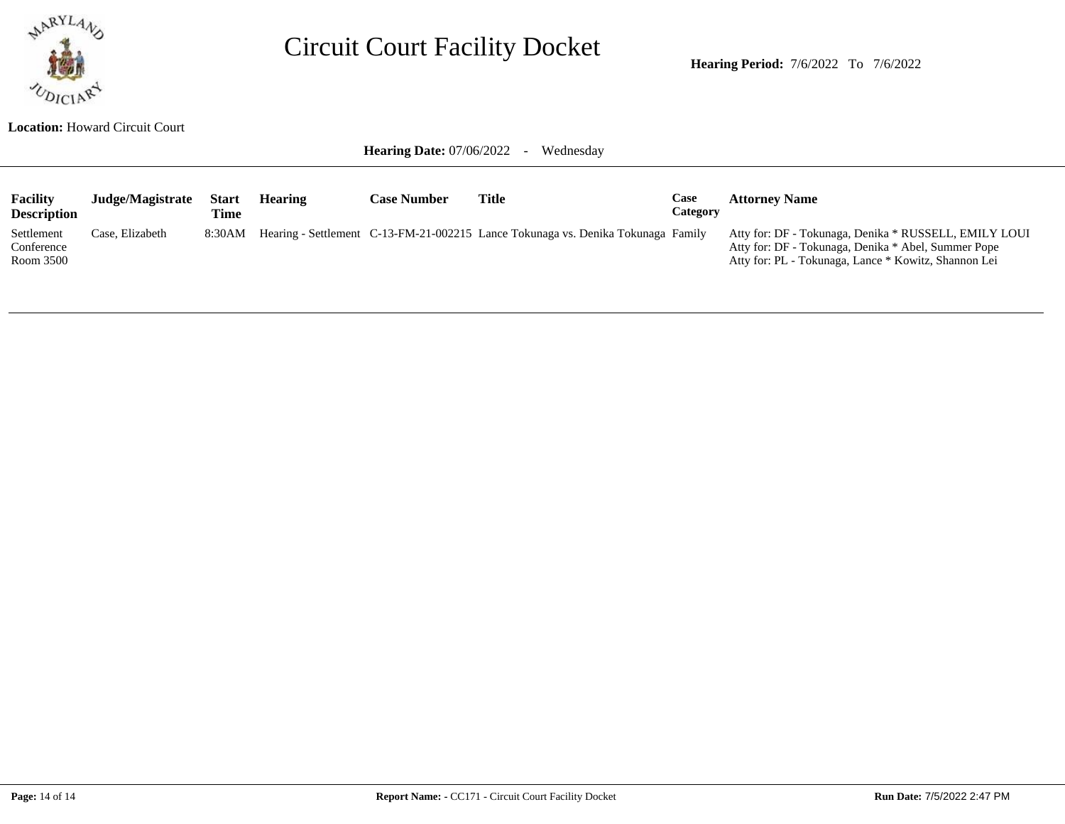# Circuit Court Facility Docket

**Hearing Period:** 7/6/2022 To 7/6/2022

**Location:** Howard Circuit Court

**Hearing Date:** 07/06/2022 - Wednesday

| Facility Description | Judge/Magistrate | Start Time | Hearing | Case Number | Title | Case Category | Attorney Name |
|---|---|---|---|---|---|---|---|
| Settlement Conference Room 3500 | Case, Elizabeth | 8:30AM | Hearing - Settlement | C-13-FM-21-002215 | Lance Tokunaga vs. Denika Tokunaga | Family | Atty for: DF - Tokunaga, Denika * RUSSELL, EMILY LOUI<br>Atty for: DF - Tokunaga, Denika * Abel, Summer Pope<br>Atty for: PL - Tokunaga, Lance * Kowitz, Shannon Lei |

**Report Name: -** CC171 - Circuit Court Facility Docket

**Run Date:** 7/5/2022 2:47 PM